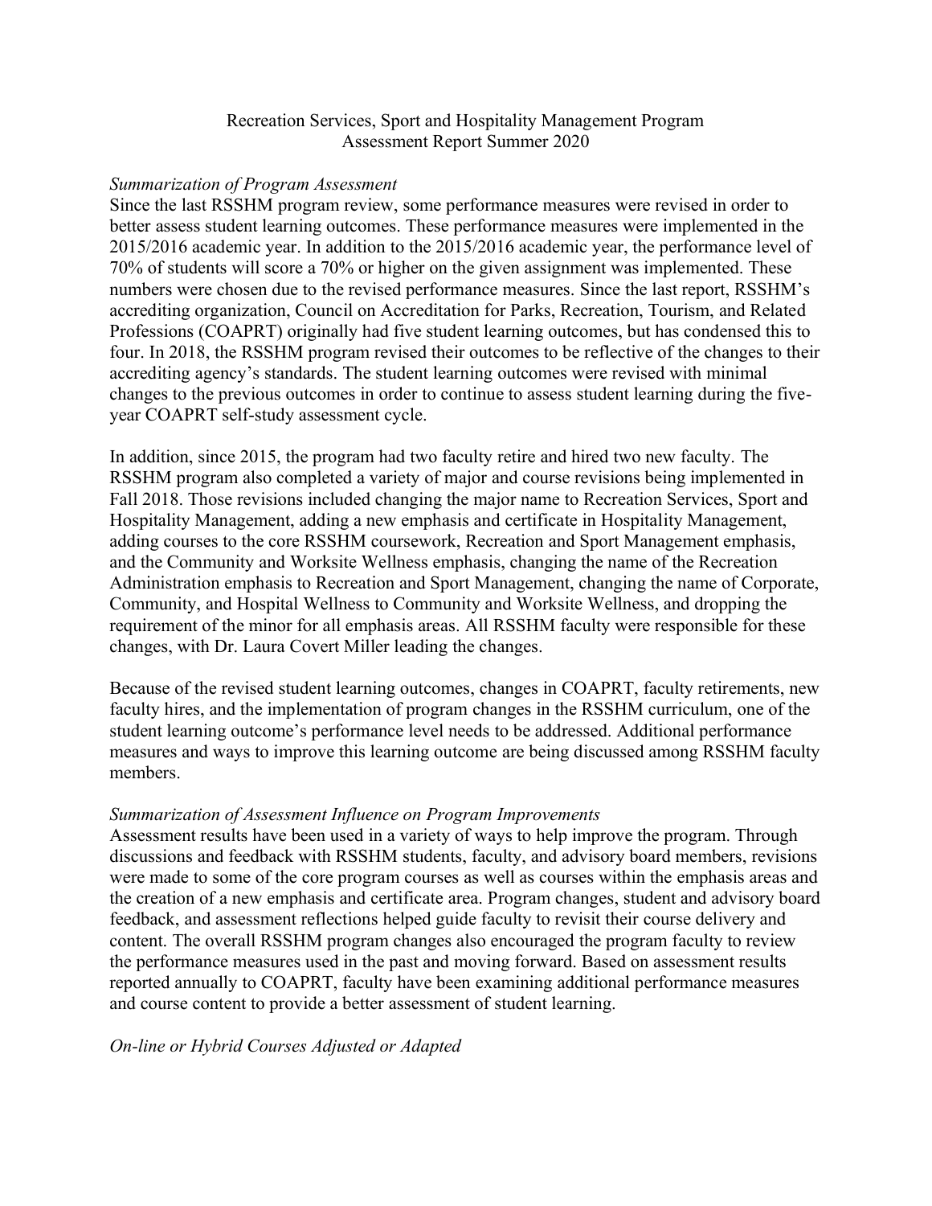# Recreation Services, Sport and Hospitality Management Program
## Assessment Report Summer 2020

### *Summarization of Program Assessment*

Since the last RSSHM program review, some performance measures were revised in order to better assess student learning outcomes. These performance measures were implemented in the 2015/2016 academic year. In addition to the 2015/2016 academic year, the performance level of 70% of students will score a 70% or higher on the given assignment was implemented. These numbers were chosen due to the revised performance measures. Since the last report, RSSHM's accrediting organization, Council on Accreditation for Parks, Recreation, Tourism, and Related Professions (COAPRT) originally had five student learning outcomes, but has condensed this to four. In 2018, the RSSHM program revised their outcomes to be reflective of the changes to their accrediting agency's standards. The student learning outcomes were revised with minimal changes to the previous outcomes in order to continue to assess student learning during the five-year COAPRT self-study assessment cycle.

In addition, since 2015, the program had two faculty retire and hired two new faculty. The RSSHM program also completed a variety of major and course revisions being implemented in Fall 2018. Those revisions included changing the major name to Recreation Services, Sport and Hospitality Management, adding a new emphasis and certificate in Hospitality Management, adding courses to the core RSSHM coursework, Recreation and Sport Management emphasis, and the Community and Worksite Wellness emphasis, changing the name of the Recreation Administration emphasis to Recreation and Sport Management, changing the name of Corporate, Community, and Hospital Wellness to Community and Worksite Wellness, and dropping the requirement of the minor for all emphasis areas. All RSSHM faculty were responsible for these changes, with Dr. Laura Covert Miller leading the changes.

Because of the revised student learning outcomes, changes in COAPRT, faculty retirements, new faculty hires, and the implementation of program changes in the RSSHM curriculum, one of the student learning outcome's performance level needs to be addressed. Additional performance measures and ways to improve this learning outcome are being discussed among RSSHM faculty members.

### *Summarization of Assessment Influence on Program Improvements*

Assessment results have been used in a variety of ways to help improve the program. Through discussions and feedback with RSSHM students, faculty, and advisory board members, revisions were made to some of the core program courses as well as courses within the emphasis areas and the creation of a new emphasis and certificate area. Program changes, student and advisory board feedback, and assessment reflections helped guide faculty to revisit their course delivery and content. The overall RSSHM program changes also encouraged the program faculty to review the performance measures used in the past and moving forward. Based on assessment results reported annually to COAPRT, faculty have been examining additional performance measures and course content to provide a better assessment of student learning.

### *On-line or Hybrid Courses Adjusted or Adapted*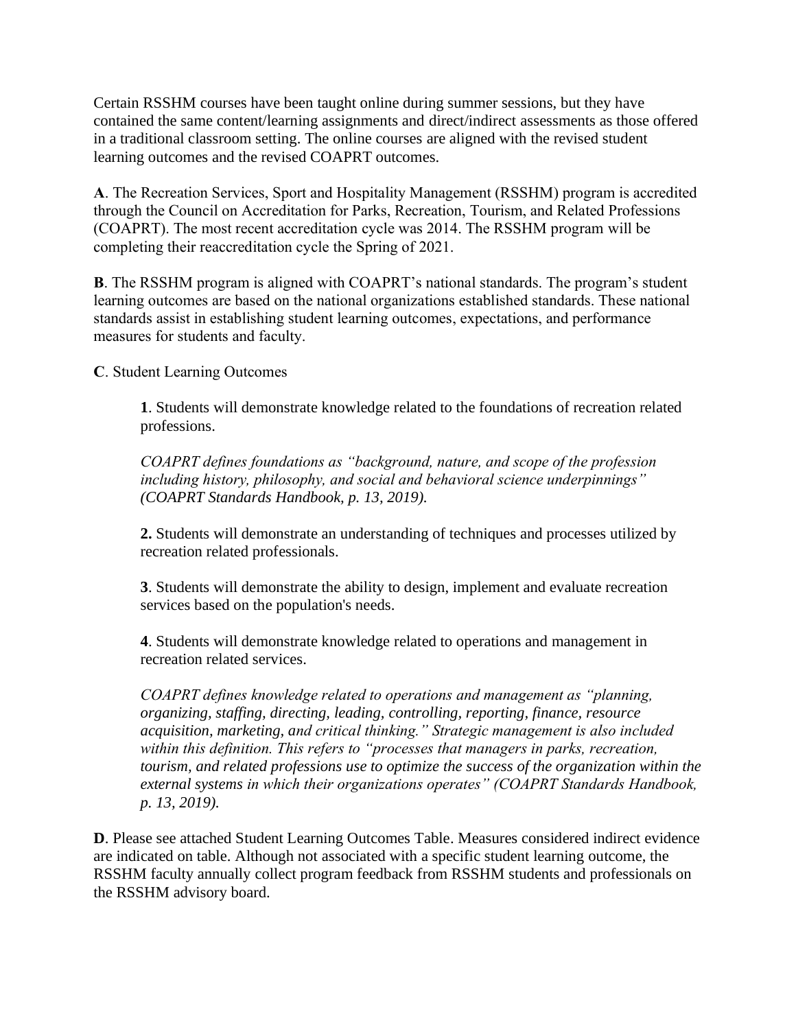Certain RSSHM courses have been taught online during summer sessions, but they have contained the same content/learning assignments and direct/indirect assessments as those offered in a traditional classroom setting. The online courses are aligned with the revised student learning outcomes and the revised COAPRT outcomes.

**A**. The Recreation Services, Sport and Hospitality Management (RSSHM) program is accredited through the Council on Accreditation for Parks, Recreation, Tourism, and Related Professions (COAPRT). The most recent accreditation cycle was 2014. The RSSHM program will be completing their reaccreditation cycle the Spring of 2021.

**B**. The RSSHM program is aligned with COAPRT's national standards. The program's student learning outcomes are based on the national organizations established standards. These national standards assist in establishing student learning outcomes, expectations, and performance measures for students and faculty.

**C**. Student Learning Outcomes

> **1**. Students will demonstrate knowledge related to the foundations of recreation related professions.
>
> *COAPRT defines foundations as "background, nature, and scope of the profession including history, philosophy, and social and behavioral science underpinnings" (COAPRT Standards Handbook, p. 13, 2019).*
>
> **2.** Students will demonstrate an understanding of techniques and processes utilized by recreation related professionals.
>
> **3**. Students will demonstrate the ability to design, implement and evaluate recreation services based on the population's needs.
>
> **4**. Students will demonstrate knowledge related to operations and management in recreation related services.
>
> *COAPRT defines knowledge related to operations and management as "planning, organizing, staffing, directing, leading, controlling, reporting, finance, resource acquisition, marketing, and critical thinking." Strategic management is also included within this definition. This refers to "processes that managers in parks, recreation, tourism, and related professions use to optimize the success of the organization within the external systems in which their organizations operates" (COAPRT Standards Handbook, p. 13, 2019).*

**D**. Please see attached Student Learning Outcomes Table. Measures considered indirect evidence are indicated on table. Although not associated with a specific student learning outcome, the RSSHM faculty annually collect program feedback from RSSHM students and professionals on the RSSHM advisory board.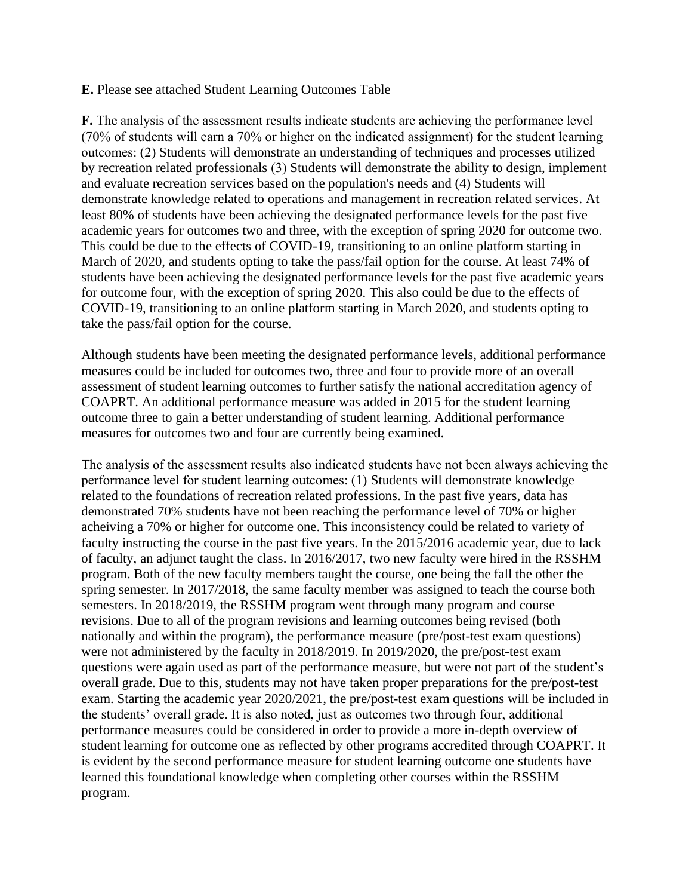**E.** Please see attached Student Learning Outcomes Table

**F.** The analysis of the assessment results indicate students are achieving the performance level (70% of students will earn a 70% or higher on the indicated assignment) for the student learning outcomes: (2) Students will demonstrate an understanding of techniques and processes utilized by recreation related professionals (3) Students will demonstrate the ability to design, implement and evaluate recreation services based on the population's needs and (4) Students will demonstrate knowledge related to operations and management in recreation related services. At least 80% of students have been achieving the designated performance levels for the past five academic years for outcomes two and three, with the exception of spring 2020 for outcome two. This could be due to the effects of COVID-19, transitioning to an online platform starting in March of 2020, and students opting to take the pass/fail option for the course. At least 74% of students have been achieving the designated performance levels for the past five academic years for outcome four, with the exception of spring 2020. This also could be due to the effects of COVID-19, transitioning to an online platform starting in March 2020, and students opting to take the pass/fail option for the course.

Although students have been meeting the designated performance levels, additional performance measures could be included for outcomes two, three and four to provide more of an overall assessment of student learning outcomes to further satisfy the national accreditation agency of COAPRT. An additional performance measure was added in 2015 for the student learning outcome three to gain a better understanding of student learning. Additional performance measures for outcomes two and four are currently being examined.

The analysis of the assessment results also indicated students have not been always achieving the performance level for student learning outcomes: (1) Students will demonstrate knowledge related to the foundations of recreation related professions. In the past five years, data has demonstrated 70% students have not been reaching the performance level of 70% or higher acheiving a 70% or higher for outcome one. This inconsistency could be related to variety of faculty instructing the course in the past five years. In the 2015/2016 academic year, due to lack of faculty, an adjunct taught the class. In 2016/2017, two new faculty were hired in the RSSHM program. Both of the new faculty members taught the course, one being the fall the other the spring semester. In 2017/2018, the same faculty member was assigned to teach the course both semesters. In 2018/2019, the RSSHM program went through many program and course revisions. Due to all of the program revisions and learning outcomes being revised (both nationally and within the program), the performance measure (pre/post-test exam questions) were not administered by the faculty in 2018/2019. In 2019/2020, the pre/post-test exam questions were again used as part of the performance measure, but were not part of the student's overall grade. Due to this, students may not have taken proper preparations for the pre/post-test exam. Starting the academic year 2020/2021, the pre/post-test exam questions will be included in the students' overall grade. It is also noted, just as outcomes two through four, additional performance measures could be considered in order to provide a more in-depth overview of student learning for outcome one as reflected by other programs accredited through COAPRT. It is evident by the second performance measure for student learning outcome one students have learned this foundational knowledge when completing other courses within the RSSHM program.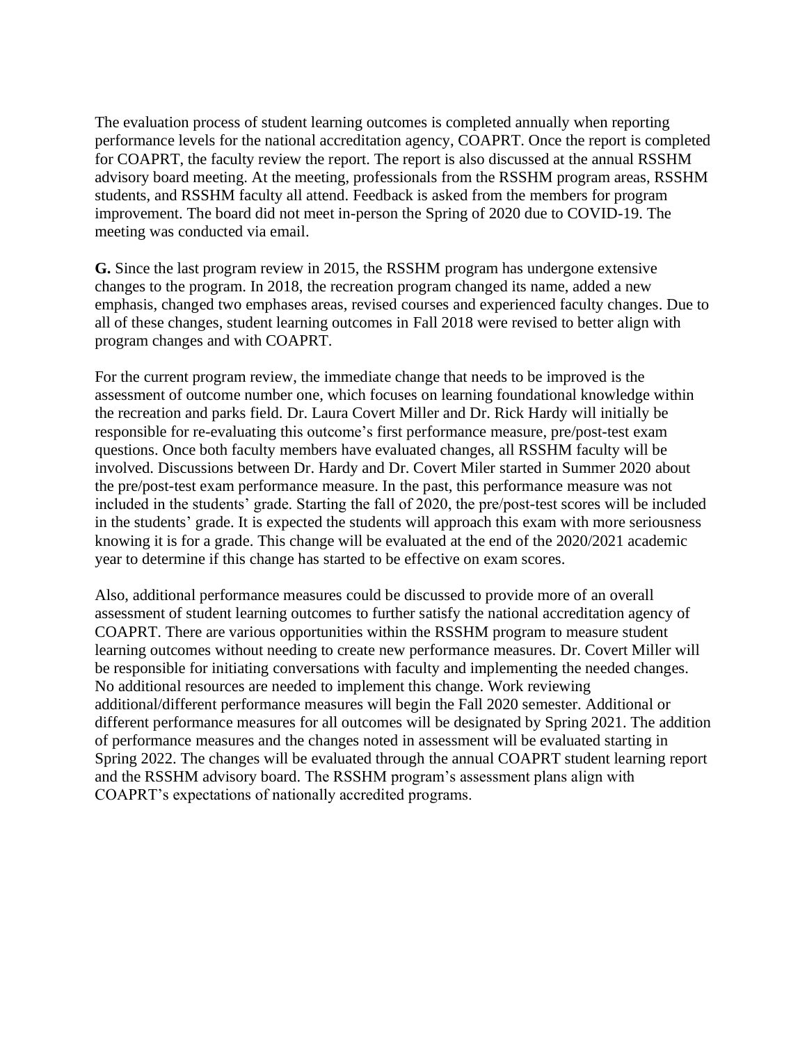The evaluation process of student learning outcomes is completed annually when reporting performance levels for the national accreditation agency, COAPRT. Once the report is completed for COAPRT, the faculty review the report. The report is also discussed at the annual RSSHM advisory board meeting. At the meeting, professionals from the RSSHM program areas, RSSHM students, and RSSHM faculty all attend. Feedback is asked from the members for program improvement. The board did not meet in-person the Spring of 2020 due to COVID-19. The meeting was conducted via email.

**G.** Since the last program review in 2015, the RSSHM program has undergone extensive changes to the program. In 2018, the recreation program changed its name, added a new emphasis, changed two emphases areas, revised courses and experienced faculty changes. Due to all of these changes, student learning outcomes in Fall 2018 were revised to better align with program changes and with COAPRT.

For the current program review, the immediate change that needs to be improved is the assessment of outcome number one, which focuses on learning foundational knowledge within the recreation and parks field. Dr. Laura Covert Miller and Dr. Rick Hardy will initially be responsible for re-evaluating this outcome's first performance measure, pre/post-test exam questions. Once both faculty members have evaluated changes, all RSSHM faculty will be involved. Discussions between Dr. Hardy and Dr. Covert Miler started in Summer 2020 about the pre/post-test exam performance measure. In the past, this performance measure was not included in the students' grade. Starting the fall of 2020, the pre/post-test scores will be included in the students' grade. It is expected the students will approach this exam with more seriousness knowing it is for a grade. This change will be evaluated at the end of the 2020/2021 academic year to determine if this change has started to be effective on exam scores.

Also, additional performance measures could be discussed to provide more of an overall assessment of student learning outcomes to further satisfy the national accreditation agency of COAPRT. There are various opportunities within the RSSHM program to measure student learning outcomes without needing to create new performance measures. Dr. Covert Miller will be responsible for initiating conversations with faculty and implementing the needed changes. No additional resources are needed to implement this change. Work reviewing additional/different performance measures will begin the Fall 2020 semester. Additional or different performance measures for all outcomes will be designated by Spring 2021. The addition of performance measures and the changes noted in assessment will be evaluated starting in Spring 2022. The changes will be evaluated through the annual COAPRT student learning report and the RSSHM advisory board. The RSSHM program's assessment plans align with COAPRT's expectations of nationally accredited programs.